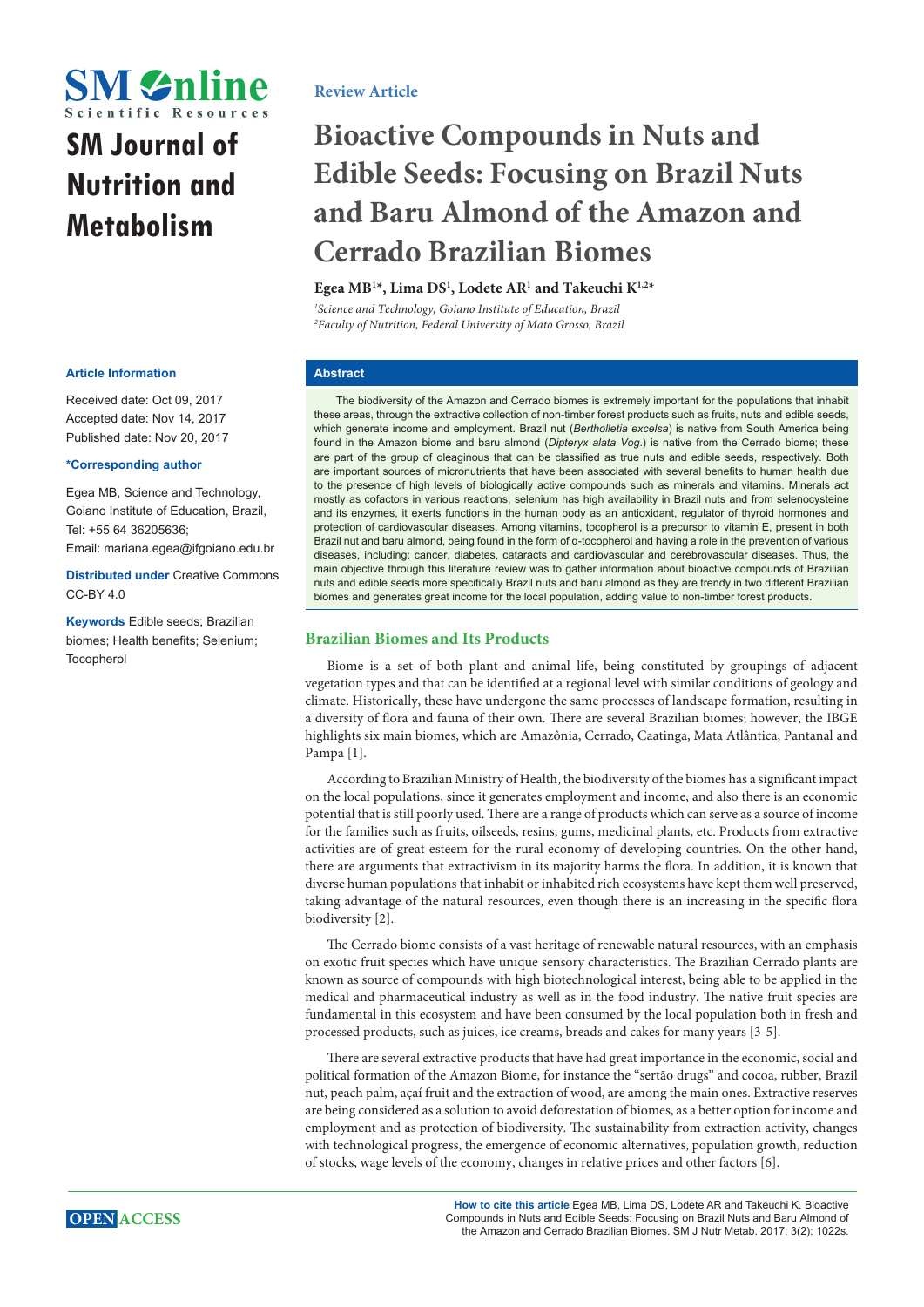SM Online Scientific Resources

# SM Journal of Nutrition and Metabolism

**Review Article**

# Bioactive Compounds in Nuts and Edible Seeds: Focusing on Brazil Nuts and Baru Almond of the Amazon and Cerrado Brazilian Biomes

**Egea MB[1]*, Lima DS[1], Lodete AR[1] and Takeuchi K[1,2]***

[1]*Science and Technology, Goiano Institute of Education, Brazil*
[2]*Faculty of Nutrition, Federal University of Mato Grosso, Brazil*

**Article Information**

Received date: Oct 09, 2017
Accepted date: Nov 14, 2017
Published date: Nov 20, 2017

**\*Corresponding author**

Egea MB, Science and Technology, Goiano Institute of Education, Brazil,
Tel: +55 64 36205636;
Email: mariana.egea@ifgoiano.edu.br

**Distributed under** Creative Commons CC-BY 4.0

**Keywords** Edible seeds; Brazilian biomes; Health benefits; Selenium; Tocopherol

## Abstract

The biodiversity of the Amazon and Cerrado biomes is extremely important for the populations that inhabit these areas, through the extractive collection of non-timber forest products such as fruits, nuts and edible seeds, which generate income and employment. Brazil nut (*Bertholletia excelsa*) is native from South America being found in the Amazon biome and baru almond (*Dipteryx alata Vog.*) is native from the Cerrado biome; these are part of the group of oleaginous that can be classified as true nuts and edible seeds, respectively. Both are important sources of micronutrients that have been associated with several benefits to human health due to the presence of high levels of biologically active compounds such as minerals and vitamins. Minerals act mostly as cofactors in various reactions, selenium has high availability in Brazil nuts and from selenocysteine and its enzymes, it exerts functions in the human body as an antioxidant, regulator of thyroid hormones and protection of cardiovascular diseases. Among vitamins, tocopherol is a precursor to vitamin E, present in both Brazil nut and baru almond, being found in the form of α-tocopherol and having a role in the prevention of various diseases, including: cancer, diabetes, cataracts and cardiovascular and cerebrovascular diseases. Thus, the main objective through this literature review was to gather information about bioactive compounds of Brazilian nuts and edible seeds more specifically Brazil nuts and baru almond as they are trendy in two different Brazilian biomes and generates great income for the local population, adding value to non-timber forest products.

## Brazilian Biomes and Its Products

Biome is a set of both plant and animal life, being constituted by groupings of adjacent vegetation types and that can be identified at a regional level with similar conditions of geology and climate. Historically, these have undergone the same processes of landscape formation, resulting in a diversity of flora and fauna of their own. There are several Brazilian biomes; however, the IBGE highlights six main biomes, which are Amazônia, Cerrado, Caatinga, Mata Atlântica, Pantanal and Pampa [1].

According to Brazilian Ministry of Health, the biodiversity of the biomes has a significant impact on the local populations, since it generates employment and income, and also there is an economic potential that is still poorly used. There are a range of products which can serve as a source of income for the families such as fruits, oilseeds, resins, gums, medicinal plants, etc. Products from extractive activities are of great esteem for the rural economy of developing countries. On the other hand, there are arguments that extractivism in its majority harms the flora. In addition, it is known that diverse human populations that inhabit or inhabited rich ecosystems have kept them well preserved, taking advantage of the natural resources, even though there is an increasing in the specific flora biodiversity [2].

The Cerrado biome consists of a vast heritage of renewable natural resources, with an emphasis on exotic fruit species which have unique sensory characteristics. The Brazilian Cerrado plants are known as source of compounds with high biotechnological interest, being able to be applied in the medical and pharmaceutical industry as well as in the food industry. The native fruit species are fundamental in this ecosystem and have been consumed by the local population both in fresh and processed products, such as juices, ice creams, breads and cakes for many years [3-5].

There are several extractive products that have had great importance in the economic, social and political formation of the Amazon Biome, for instance the "sertão drugs" and cocoa, rubber, Brazil nut, peach palm, açaí fruit and the extraction of wood, are among the main ones. Extractive reserves are being considered as a solution to avoid deforestation of biomes, as a better option for income and employment and as protection of biodiversity. The sustainability from extraction activity, changes with technological progress, the emergence of economic alternatives, population growth, reduction of stocks, wage levels of the economy, changes in relative prices and other factors [6].

**How to cite this article** Egea MB, Lima DS, Lodete AR and Takeuchi K. Bioactive Compounds in Nuts and Edible Seeds: Focusing on Brazil Nuts and Baru Almond of the Amazon and Cerrado Brazilian Biomes. SM J Nutr Metab. 2017; 3(2): 1022s.

OPEN ACCESS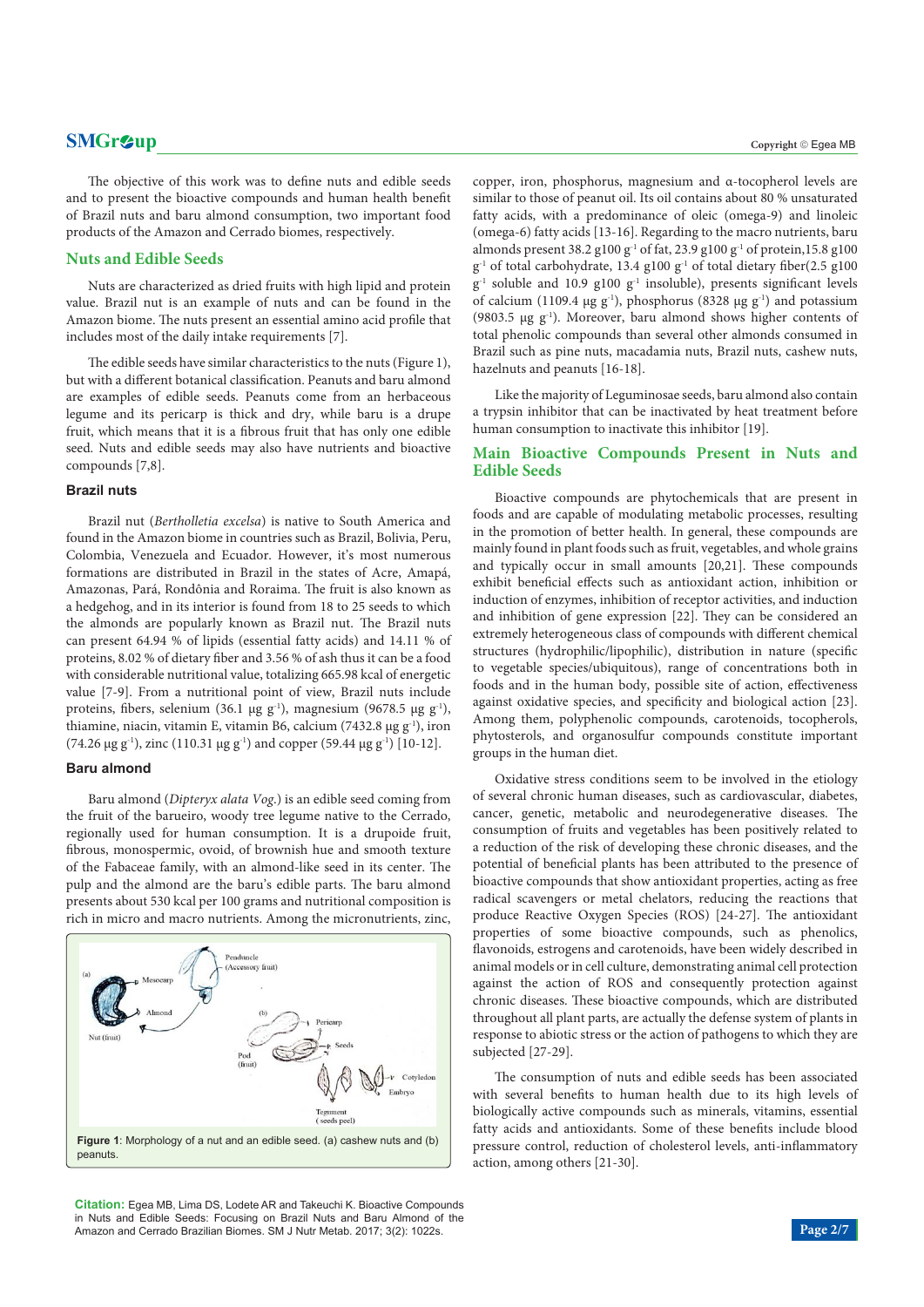The objective of this work was to define nuts and edible seeds and to present the bioactive compounds and human health benefit of Brazil nuts and baru almond consumption, two important food products of the Amazon and Cerrado biomes, respectively.

## Nuts and Edible Seeds

Nuts are characterized as dried fruits with high lipid and protein value. Brazil nut is an example of nuts and can be found in the Amazon biome. The nuts present an essential amino acid profile that includes most of the daily intake requirements [7].

The edible seeds have similar characteristics to the nuts (Figure 1), but with a different botanical classification. Peanuts and baru almond are examples of edible seeds. Peanuts come from an herbaceous legume and its pericarp is thick and dry, while baru is a drupe fruit, which means that it is a fibrous fruit that has only one edible seed. Nuts and edible seeds may also have nutrients and bioactive compounds [7,8].

### Brazil nuts

Brazil nut (*Bertholletia excelsa*) is native to South America and found in the Amazon biome in countries such as Brazil, Bolivia, Peru, Colombia, Venezuela and Ecuador. However, it's most numerous formations are distributed in Brazil in the states of Acre, Amapá, Amazonas, Pará, Rondônia and Roraima. The fruit is also known as a hedgehog, and in its interior is found from 18 to 25 seeds to which the almonds are popularly known as Brazil nut. The Brazil nuts can present 64.94 % of lipids (essential fatty acids) and 14.11 % of proteins, 8.02 % of dietary fiber and 3.56 % of ash thus it can be a food with considerable nutritional value, totalizing 665.98 kcal of energetic value [7-9]. From a nutritional point of view, Brazil nuts include proteins, fibers, selenium (36.1 μg $g^{-1}$), magnesium (9678.5 μg $g^{-1}$), thiamine, niacin, vitamin E, vitamin B6, calcium (7432.8 μg $g^{-1}$), iron (74.26 μg $g^{-1}$), zinc (110.31 μg $g^{-1}$) and copper (59.44 μg $g^{-1}$) [10-12].

### Baru almond

Baru almond (*Dipteryx alata Vog.*) is an edible seed coming from the fruit of the barueiro, woody tree legume native to the Cerrado, regionally used for human consumption. It is a drupoide fruit, fibrous, monospermic, ovoid, of brownish hue and smooth texture of the Fabaceae family, with an almond-like seed in its center. The pulp and the almond are the baru's edible parts. The baru almond presents about 530 kcal per 100 grams and nutritional composition is rich in micro and macro nutrients. Among the micronutrients, zinc, copper, iron, phosphorus, magnesium and α-tocopherol levels are similar to those of peanut oil. Its oil contains about 80 % unsaturated fatty acids, with a predominance of oleic (omega-9) and linoleic (omega-6) fatty acids [13-16]. Regarding to the macro nutrients, baru almonds present 38.2 g100 $g^{-1}$ of fat, 23.9 g100 $g^{-1}$ of protein,15.8 g100 $g^{-1}$ of total carbohydrate, 13.4 g100 $g^{-1}$ of total dietary fiber(2.5 g100 $g^{-1}$ soluble and 10.9 g100 $g^{-1}$ insoluble), presents significant levels of calcium (1109.4 μg $g^{-1}$), phosphorus (8328 μg $g^{-1}$) and potassium (9803.5 μg $g^{-1}$). Moreover, baru almond shows higher contents of total phenolic compounds than several other almonds consumed in Brazil such as pine nuts, macadamia nuts, Brazil nuts, cashew nuts, hazelnuts and peanuts [16-18].

Like the majority of Leguminosae seeds, baru almond also contain a trypsin inhibitor that can be inactivated by heat treatment before human consumption to inactivate this inhibitor [19].

(a) Mesocarp, Almond, Nut (fruit), Peduncle (Accessory fruit)
(b) Pericarp, Seeds, Pod (fruit), Cotyledon, Embryo, Tegument (seeds peel)

**Figure 1**: Morphology of a nut and an edible seed. (a) cashew nuts and (b) peanuts.

## Main Bioactive Compounds Present in Nuts and Edible Seeds

Bioactive compounds are phytochemicals that are present in foods and are capable of modulating metabolic processes, resulting in the promotion of better health. In general, these compounds are mainly found in plant foods such as fruit, vegetables, and whole grains and typically occur in small amounts [20,21]. These compounds exhibit beneficial effects such as antioxidant action, inhibition or induction of enzymes, inhibition of receptor activities, and induction and inhibition of gene expression [22]. They can be considered an extremely heterogeneous class of compounds with different chemical structures (hydrophilic/lipophilic), distribution in nature (specific to vegetable species/ubiquitous), range of concentrations both in foods and in the human body, possible site of action, effectiveness against oxidative species, and specificity and biological action [23]. Among them, polyphenolic compounds, carotenoids, tocopherols, phytosterols, and organosulfur compounds constitute important groups in the human diet.

Oxidative stress conditions seem to be involved in the etiology of several chronic human diseases, such as cardiovascular, diabetes, cancer, genetic, metabolic and neurodegenerative diseases. The consumption of fruits and vegetables has been positively related to a reduction of the risk of developing these chronic diseases, and the potential of beneficial plants has been attributed to the presence of bioactive compounds that show antioxidant properties, acting as free radical scavengers or metal chelators, reducing the reactions that produce Reactive Oxygen Species (ROS) [24-27]. The antioxidant properties of some bioactive compounds, such as phenolics, flavonoids, estrogens and carotenoids, have been widely described in animal models or in cell culture, demonstrating animal cell protection against the action of ROS and consequently protection against chronic diseases. These bioactive compounds, which are distributed throughout all plant parts, are actually the defense system of plants in response to abiotic stress or the action of pathogens to which they are subjected [27-29].

The consumption of nuts and edible seeds has been associated with several benefits to human health due to its high levels of biologically active compounds such as minerals, vitamins, essential fatty acids and antioxidants. Some of these benefits include blood pressure control, reduction of cholesterol levels, anti-inflammatory action, among others [21-30].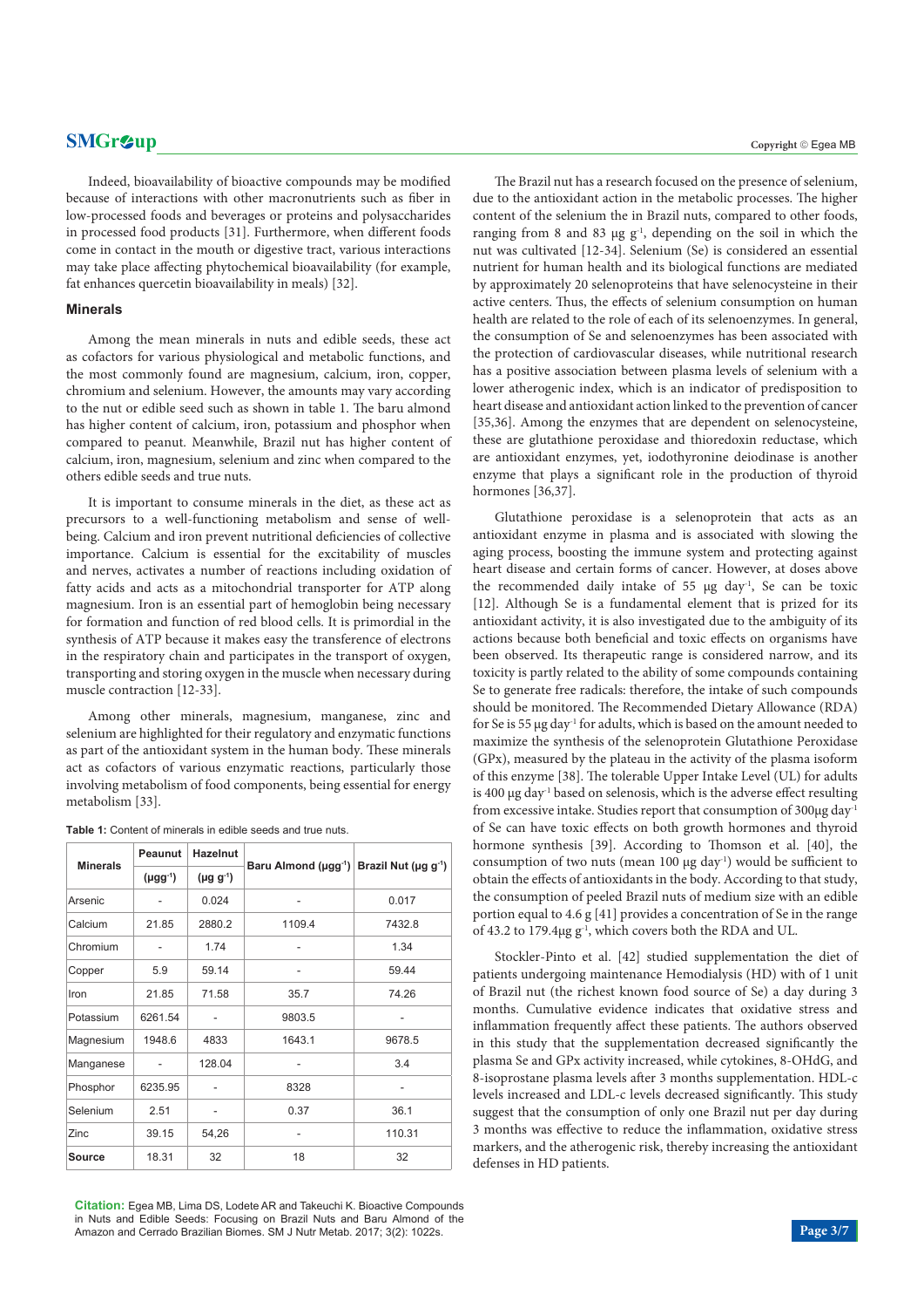Indeed, bioavailability of bioactive compounds may be modified because of interactions with other macronutrients such as fiber in low-processed foods and beverages or proteins and polysaccharides in processed food products [31]. Furthermore, when different foods come in contact in the mouth or digestive tract, various interactions may take place affecting phytochemical bioavailability (for example, fat enhances quercetin bioavailability in meals) [32].

### Minerals

Among the mean minerals in nuts and edible seeds, these act as cofactors for various physiological and metabolic functions, and the most commonly found are magnesium, calcium, iron, copper, chromium and selenium. However, the amounts may vary according to the nut or edible seed such as shown in table 1. The baru almond has higher content of calcium, iron, potassium and phosphor when compared to peanut. Meanwhile, Brazil nut has higher content of calcium, iron, magnesium, selenium and zinc when compared to the others edible seeds and true nuts.

It is important to consume minerals in the diet, as these act as precursors to a well-functioning metabolism and sense of well-being. Calcium and iron prevent nutritional deficiencies of collective importance. Calcium is essential for the excitability of muscles and nerves, activates a number of reactions including oxidation of fatty acids and acts as a mitochondrial transporter for ATP along magnesium. Iron is an essential part of hemoglobin being necessary for formation and function of red blood cells. It is primordial in the synthesis of ATP because it makes easy the transference of electrons in the respiratory chain and participates in the transport of oxygen, transporting and storing oxygen in the muscle when necessary during muscle contraction [12-33].

Among other minerals, magnesium, manganese, zinc and selenium are highlighted for their regulatory and enzymatic functions as part of the antioxidant system in the human body. These minerals act as cofactors of various enzymatic reactions, particularly those involving metabolism of food components, being essential for energy metabolism [33].

**Table 1:** Content of minerals in edible seeds and true nuts.

| Minerals | Peaunut ($\mu g g^{-1}$) | Hazelnut ($\mu g\ g^{-1}$) | Baru Almond ($\mu g g^{-1}$) | Brazil Nut ($\mu g\ g^{-1}$) |
|---|---|---|---|---|
| Arsenic | - | 0.024 | - | 0.017 |
| Calcium | 21.85 | 2880.2 | 1109.4 | 7432.8 |
| Chromium | - | 1.74 | - | 1.34 |
| Copper | 5.9 | 59.14 | - | 59.44 |
| Iron | 21.85 | 71.58 | 35.7 | 74.26 |
| Potassium | 6261.54 | - | 9803.5 | - |
| Magnesium | 1948.6 | 4833 | 1643.1 | 9678.5 |
| Manganese | - | 128.04 | - | 3.4 |
| Phosphor | 6235.95 | - | 8328 | - |
| Selenium | 2.51 | - | 0.37 | 36.1 |
| Zinc | 39.15 | 54,26 | - | 110.31 |
| **Source** | 18.31 | 32 | 18 | 32 |

The Brazil nut has a research focused on the presence of selenium, due to the antioxidant action in the metabolic processes. The higher content of the selenium the in Brazil nuts, compared to other foods, ranging from 8 and 83 $\mu g\ g^{-1}$, depending on the soil in which the nut was cultivated [12-34]. Selenium (Se) is considered an essential nutrient for human health and its biological functions are mediated by approximately 20 selenoproteins that have selenocysteine in their active centers. Thus, the effects of selenium consumption on human health are related to the role of each of its selenoenzymes. In general, the consumption of Se and selenoenzymes has been associated with the protection of cardiovascular diseases, while nutritional research has a positive association between plasma levels of selenium with a lower atherogenic index, which is an indicator of predisposition to heart disease and antioxidant action linked to the prevention of cancer [35,36]. Among the enzymes that are dependent on selenocysteine, these are glutathione peroxidase and thioredoxin reductase, which are antioxidant enzymes, yet, iodothyronine deiodinase is another enzyme that plays a significant role in the production of thyroid hormones [36,37].

Glutathione peroxidase is a selenoprotein that acts as an antioxidant enzyme in plasma and is associated with slowing the aging process, boosting the immune system and protecting against heart disease and certain forms of cancer. However, at doses above the recommended daily intake of 55 $\mu g\ day^{-1}$, Se can be toxic [12]. Although Se is a fundamental element that is prized for its antioxidant activity, it is also investigated due to the ambiguity of its actions because both beneficial and toxic effects on organisms have been observed. Its therapeutic range is considered narrow, and its toxicity is partly related to the ability of some compounds containing Se to generate free radicals: therefore, the intake of such compounds should be monitored. The Recommended Dietary Allowance (RDA) for Se is 55 $\mu g\ day^{-1}$ for adults, which is based on the amount needed to maximize the synthesis of the selenoprotein Glutathione Peroxidase (GPx), measured by the plateau in the activity of the plasma isoform of this enzyme [38]. The tolerable Upper Intake Level (UL) for adults is 400 $\mu g\ day^{-1}$ based on selenosis, which is the adverse effect resulting from excessive intake. Studies report that consumption of 300$\mu g\ day^{-1}$ of Se can have toxic effects on both growth hormones and thyroid hormone synthesis [39]. According to Thomson et al. [40], the consumption of two nuts (mean 100 $\mu g\ day^{-1}$) would be sufficient to obtain the effects of antioxidants in the body. According to that study, the consumption of peeled Brazil nuts of medium size with an edible portion equal to 4.6 g [41] provides a concentration of Se in the range of 43.2 to 179.4$\mu g\ g^{-1}$, which covers both the RDA and UL.

Stockler-Pinto et al. [42] studied supplementation the diet of patients undergoing maintenance Hemodialysis (HD) with of 1 unit of Brazil nut (the richest known food source of Se) a day during 3 months. Cumulative evidence indicates that oxidative stress and inflammation frequently affect these patients. The authors observed in this study that the supplementation decreased significantly the plasma Se and GPx activity increased, while cytokines, 8-OHdG, and 8-isoprostane plasma levels after 3 months supplementation. HDL-c levels increased and LDL-c levels decreased significantly. This study suggest that the consumption of only one Brazil nut per day during 3 months was effective to reduce the inflammation, oxidative stress markers, and the atherogenic risk, thereby increasing the antioxidant defenses in HD patients.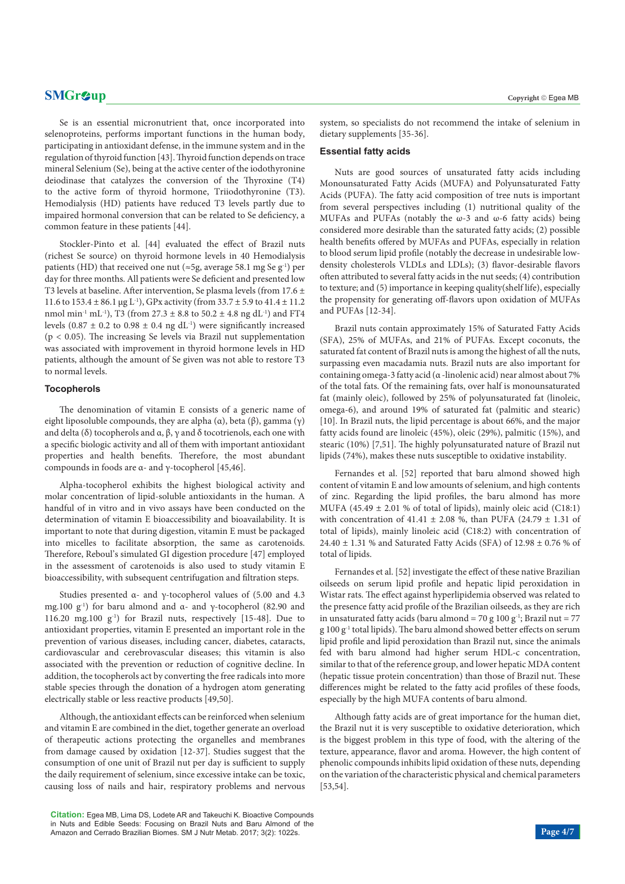Se is an essential micronutrient that, once incorporated into selenoproteins, performs important functions in the human body, participating in antioxidant defense, in the immune system and in the regulation of thyroid function [43]. Thyroid function depends on trace mineral Selenium (Se), being at the active center of the iodothyronine deiodinase that catalyzes the conversion of the Thyroxine (T4) to the active form of thyroid hormone, Triiodothyronine (T3). Hemodialysis (HD) patients have reduced T3 levels partly due to impaired hormonal conversion that can be related to Se deficiency, a common feature in these patients [44].

Stockler-Pinto et al. [44] evaluated the effect of Brazil nuts (richest Se source) on thyroid hormone levels in 40 Hemodialysis patients (HD) that received one nut (≈5g, average 58.1 mg Se $g^{-1}$) per day for three months. All patients were Se deficient and presented low T3 levels at baseline. After intervention, Se plasma levels (from 17.6 ± 11.6 to 153.4 ± 86.1 μg $L^{-1}$), GPx activity (from 33.7 ± 5.9 to 41.4 ± 11.2 nmol $min^{-1}$ $mL^{-1}$), T3 (from 27.3 ± 8.8 to 50.2 ± 4.8 ng $dL^{-1}$) and FT4 levels (0.87 ± 0.2 to 0.98 ± 0.4 ng $dL^{-1}$) were significantly increased ($p < 0.05$). The increasing Se levels via Brazil nut supplementation was associated with improvement in thyroid hormone levels in HD patients, although the amount of Se given was not able to restore T3 to normal levels.

## Tocopherols

The denomination of vitamin E consists of a generic name of eight liposoluble compounds, they are alpha (α), beta (β), gamma (γ) and delta (δ) tocopherols and α, β, γ and δ tocotrienols, each one with a specific biologic activity and all of them with important antioxidant properties and health benefits. Therefore, the most abundant compounds in foods are α- and γ-tocopherol [45,46].

Alpha-tocopherol exhibits the highest biological activity and molar concentration of lipid-soluble antioxidants in the human. A handful of in vitro and in vivo assays have been conducted on the determination of vitamin E bioaccessibility and bioavailability. It is important to note that during digestion, vitamin E must be packaged into micelles to facilitate absorption, the same as carotenoids. Therefore, Reboul's simulated GI digestion procedure [47] employed in the assessment of carotenoids is also used to study vitamin E bioaccessibility, with subsequent centrifugation and filtration steps.

Studies presented α- and γ-tocopherol values of (5.00 and 4.3 mg.100 $g^{-1}$) for baru almond and α- and γ-tocopherol (82.90 and 116.20 mg.100 $g^{-1}$) for Brazil nuts, respectively [15-48]. Due to antioxidant properties, vitamin E presented an important role in the prevention of various diseases, including cancer, diabetes, cataracts, cardiovascular and cerebrovascular diseases; this vitamin is also associated with the prevention or reduction of cognitive decline. In addition, the tocopherols act by converting the free radicals into more stable species through the donation of a hydrogen atom generating electrically stable or less reactive products [49,50].

Although, the antioxidant effects can be reinforced when selenium and vitamin E are combined in the diet, together generate an overload of therapeutic actions protecting the organelles and membranes from damage caused by oxidation [12-37]. Studies suggest that the consumption of one unit of Brazil nut per day is sufficient to supply the daily requirement of selenium, since excessive intake can be toxic, causing loss of nails and hair, respiratory problems and nervous system, so specialists do not recommend the intake of selenium in dietary supplements [35-36].

## Essential fatty acids

Nuts are good sources of unsaturated fatty acids including Monounsaturated Fatty Acids (MUFA) and Polyunsaturated Fatty Acids (PUFA). The fatty acid composition of tree nuts is important from several perspectives including (1) nutritional quality of the MUFAs and PUFAs (notably the ω-3 and ω-6 fatty acids) being considered more desirable than the saturated fatty acids; (2) possible health benefits offered by MUFAs and PUFAs, especially in relation to blood serum lipid profile (notably the decrease in undesirable low-density cholesterols VLDLs and LDLs); (3) flavor-desirable flavors often attributed to several fatty acids in the nut seeds; (4) contribution to texture; and (5) importance in keeping quality(shelf life), especially the propensity for generating off-flavors upon oxidation of MUFAs and PUFAs [12-34].

Brazil nuts contain approximately 15% of Saturated Fatty Acids (SFA), 25% of MUFAs, and 21% of PUFAs. Except coconuts, the saturated fat content of Brazil nuts is among the highest of all the nuts, surpassing even macadamia nuts. Brazil nuts are also important for containing omega-3 fatty acid (α -linolenic acid) near almost about 7% of the total fats. Of the remaining fats, over half is monounsaturated fat (mainly oleic), followed by 25% of polyunsaturated fat (linoleic, omega-6), and around 19% of saturated fat (palmitic and stearic) [10]. In Brazil nuts, the lipid percentage is about 66%, and the major fatty acids found are linoleic (45%), oleic (29%), palmitic (15%), and stearic (10%) [7,51]. The highly polyunsaturated nature of Brazil nut lipids (74%), makes these nuts susceptible to oxidative instability.

Fernandes et al. [52] reported that baru almond showed high content of vitamin E and low amounts of selenium, and high contents of zinc. Regarding the lipid profiles, the baru almond has more MUFA (45.49 ± 2.01 % of total of lipids), mainly oleic acid (C18:1) with concentration of 41.41 ± 2.08 %, than PUFA (24.79 ± 1.31 of total of lipids), mainly linoleic acid (C18:2) with concentration of 24.40 ± 1.31 % and Saturated Fatty Acids (SFA) of 12.98 ± 0.76 % of total of lipids.

Fernandes et al. [52] investigate the effect of these native Brazilian oilseeds on serum lipid profile and hepatic lipid peroxidation in Wistar rats. The effect against hyperlipidemia observed was related to the presence fatty acid profile of the Brazilian oilseeds, as they are rich in unsaturated fatty acids (baru almond = 70 g 100 $g^{-1}$; Brazil nut = 77 g 100 $g^{-1}$ total lipids). The baru almond showed better effects on serum lipid profile and lipid peroxidation than Brazil nut, since the animals fed with baru almond had higher serum HDL-c concentration, similar to that of the reference group, and lower hepatic MDA content (hepatic tissue protein concentration) than those of Brazil nut. These differences might be related to the fatty acid profiles of these foods, especially by the high MUFA contents of baru almond.

Although fatty acids are of great importance for the human diet, the Brazil nut it is very susceptible to oxidative deterioration, which is the biggest problem in this type of food, with the altering of the texture, appearance, flavor and aroma. However, the high content of phenolic compounds inhibits lipid oxidation of these nuts, depending on the variation of the characteristic physical and chemical parameters [53,54].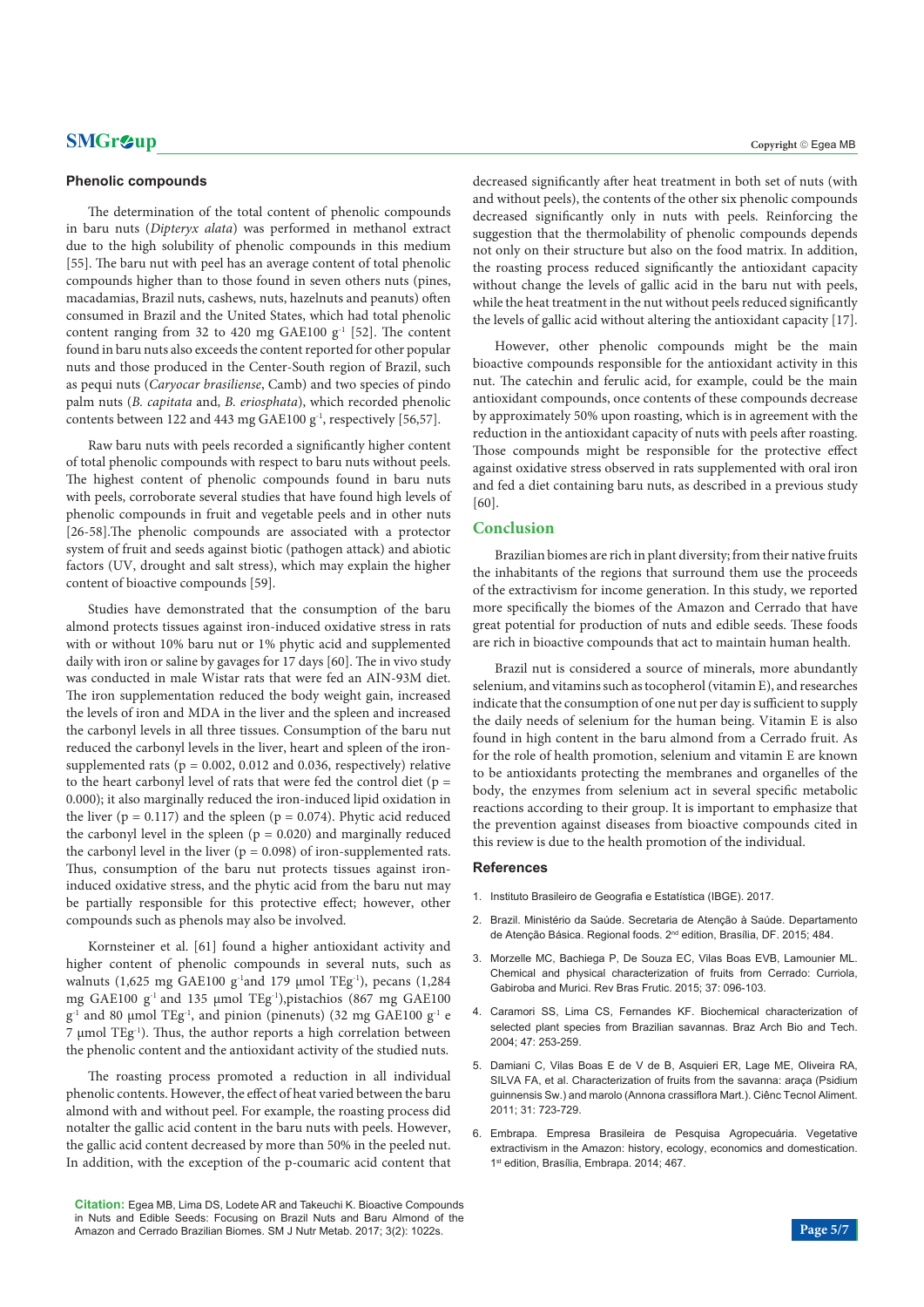### Phenolic compounds

The determination of the total content of phenolic compounds in baru nuts (*Dipteryx alata*) was performed in methanol extract due to the high solubility of phenolic compounds in this medium [55]. The baru nut with peel has an average content of total phenolic compounds higher than to those found in seven others nuts (pines, macadamias, Brazil nuts, cashews, nuts, hazelnuts and peanuts) often consumed in Brazil and the United States, which had total phenolic content ranging from 32 to 420 mg GAE100 $g^{-1}$ [52]. The content found in baru nuts also exceeds the content reported for other popular nuts and those produced in the Center-South region of Brazil, such as pequi nuts (*Caryocar brasiliense*, Camb) and two species of pindo palm nuts (*B. capitata* and, *B. eriosphata*), which recorded phenolic contents between 122 and 443 mg GAE100 $g^{-1}$, respectively [56,57].

Raw baru nuts with peels recorded a significantly higher content of total phenolic compounds with respect to baru nuts without peels. The highest content of phenolic compounds found in baru nuts with peels, corroborate several studies that have found high levels of phenolic compounds in fruit and vegetable peels and in other nuts [26-58].The phenolic compounds are associated with a protector system of fruit and seeds against biotic (pathogen attack) and abiotic factors (UV, drought and salt stress), which may explain the higher content of bioactive compounds [59].

Studies have demonstrated that the consumption of the baru almond protects tissues against iron-induced oxidative stress in rats with or without 10% baru nut or 1% phytic acid and supplemented daily with iron or saline by gavages for 17 days [60]. The in vivo study was conducted in male Wistar rats that were fed an AIN-93M diet. The iron supplementation reduced the body weight gain, increased the levels of iron and MDA in the liver and the spleen and increased the carbonyl levels in all three tissues. Consumption of the baru nut reduced the carbonyl levels in the liver, heart and spleen of the iron-supplemented rats ($p = 0.002$, $0.012$ and $0.036$, respectively) relative to the heart carbonyl level of rats that were fed the control diet ($p = 0.000$); it also marginally reduced the iron-induced lipid oxidation in the liver ($p = 0.117$) and the spleen ($p = 0.074$). Phytic acid reduced the carbonyl level in the spleen ($p = 0.020$) and marginally reduced the carbonyl level in the liver ($p = 0.098$) of iron-supplemented rats. Thus, consumption of the baru nut protects tissues against iron-induced oxidative stress, and the phytic acid from the baru nut may be partially responsible for this protective effect; however, other compounds such as phenols may also be involved.

Kornsteiner et al. [61] found a higher antioxidant activity and higher content of phenolic compounds in several nuts, such as walnuts (1,625 mg GAE100 $g^{-1}$and 179 µmol $TEg^{-1}$), pecans (1,284 mg GAE100 $g^{-1}$ and 135 µmol $TEg^{-1}$),pistachios (867 mg GAE100 $g^{-1}$ and 80 µmol $TEg^{-1}$, and pinion (pinenuts) (32 mg GAE100 $g^{-1}$ e 7 µmol $TEg^{-1}$). Thus, the author reports a high correlation between the phenolic content and the antioxidant activity of the studied nuts.

The roasting process promoted a reduction in all individual phenolic contents. However, the effect of heat varied between the baru almond with and without peel. For example, the roasting process did notalter the gallic acid content in the baru nuts with peels. However, the gallic acid content decreased by more than 50% in the peeled nut. In addition, with the exception of the p-coumaric acid content that decreased significantly after heat treatment in both set of nuts (with and without peels), the contents of the other six phenolic compounds decreased significantly only in nuts with peels. Reinforcing the suggestion that the thermolability of phenolic compounds depends not only on their structure but also on the food matrix. In addition, the roasting process reduced significantly the antioxidant capacity without change the levels of gallic acid in the baru nut with peels, while the heat treatment in the nut without peels reduced significantly the levels of gallic acid without altering the antioxidant capacity [17].

However, other phenolic compounds might be the main bioactive compounds responsible for the antioxidant activity in this nut. The catechin and ferulic acid, for example, could be the main antioxidant compounds, once contents of these compounds decrease by approximately 50% upon roasting, which is in agreement with the reduction in the antioxidant capacity of nuts with peels after roasting. Those compounds might be responsible for the protective effect against oxidative stress observed in rats supplemented with oral iron and fed a diet containing baru nuts, as described in a previous study [60].

## Conclusion

Brazilian biomes are rich in plant diversity; from their native fruits the inhabitants of the regions that surround them use the proceeds of the extractivism for income generation. In this study, we reported more specifically the biomes of the Amazon and Cerrado that have great potential for production of nuts and edible seeds. These foods are rich in bioactive compounds that act to maintain human health.

Brazil nut is considered a source of minerals, more abundantly selenium, and vitamins such as tocopherol (vitamin E), and researches indicate that the consumption of one nut per day is sufficient to supply the daily needs of selenium for the human being. Vitamin E is also found in high content in the baru almond from a Cerrado fruit. As for the role of health promotion, selenium and vitamin E are known to be antioxidants protecting the membranes and organelles of the body, the enzymes from selenium act in several specific metabolic reactions according to their group. It is important to emphasize that the prevention against diseases from bioactive compounds cited in this review is due to the health promotion of the individual.

### References

1. Instituto Brasileiro de Geografia e Estatística (IBGE). 2017.
2. Brazil. Ministério da Saúde. Secretaria de Atenção à Saúde. Departamento de Atenção Básica. Regional foods. 2nd edition, Brasília, DF. 2015; 484.
3. Morzelle MC, Bachiega P, De Souza EC, Vilas Boas EVB, Lamounier ML. Chemical and physical characterization of fruits from Cerrado: Curriola, Gabiroba and Murici. Rev Bras Frutic. 2015; 37: 096-103.
4. Caramori SS, Lima CS, Fernandes KF. Biochemical characterization of selected plant species from Brazilian savannas. Braz Arch Bio and Tech. 2004; 47: 253-259.
5. Damiani C, Vilas Boas E de V de B, Asquieri ER, Lage ME, Oliveira RA, SILVA FA, et al. Characterization of fruits from the savanna: araça (Psidium guinnensis Sw.) and marolo (Annona crassiflora Mart.). Ciênc Tecnol Aliment. 2011; 31: 723-729.
6. Embrapa. Empresa Brasileira de Pesquisa Agropecuária. Vegetative extractivism in the Amazon: history, ecology, economics and domestication. 1st edition, Brasília, Embrapa. 2014; 467.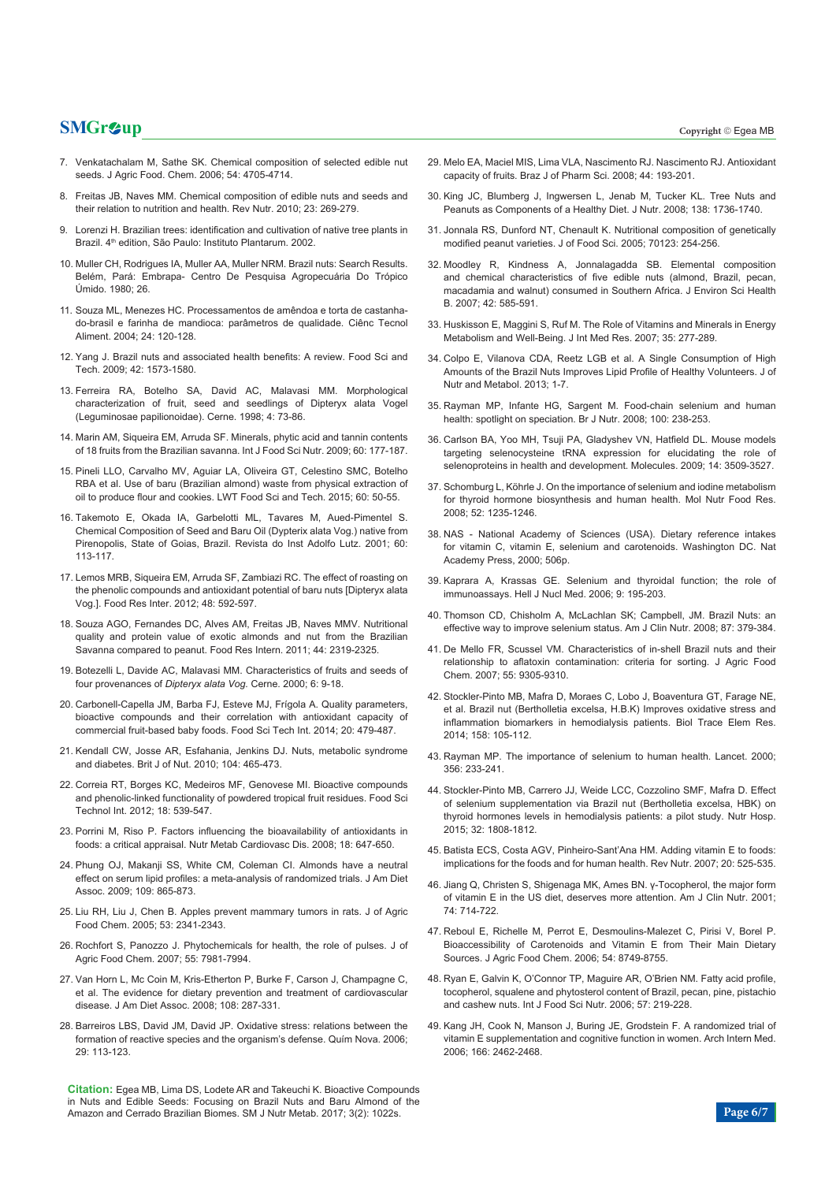7. Venkatachalam M, Sathe SK. Chemical composition of selected edible nut seeds. J Agric Food. Chem. 2006; 54: 4705-4714.

8. Freitas JB, Naves MM. Chemical composition of edible nuts and seeds and their relation to nutrition and health. Rev Nutr. 2010; 23: 269-279.

9. Lorenzi H. Brazilian trees: identification and cultivation of native tree plants in Brazil. 4th edition, São Paulo: Instituto Plantarum. 2002.

10. Muller CH, Rodrigues IA, Muller AA, Muller NRM. Brazil nuts: Search Results. Belém, Pará: Embrapa- Centro De Pesquisa Agropecuária Do Trópico Úmido. 1980; 26.

11. Souza ML, Menezes HC. Processamentos de amêndoa e torta de castanha-do-brasil e farinha de mandioca: parâmetros de qualidade. Ciênc Tecnol Aliment. 2004; 24: 120-128.

12. Yang J. Brazil nuts and associated health benefits: A review. Food Sci and Tech. 2009; 42: 1573-1580.

13. Ferreira RA, Botelho SA, David AC, Malavasi MM. Morphological characterization of fruit, seed and seedlings of Dipteryx alata Vogel (Leguminosae papilionoidae). Cerne. 1998; 4: 73-86.

14. Marin AM, Siqueira EM, Arruda SF. Minerals, phytic acid and tannin contents of 18 fruits from the Brazilian savanna. Int J Food Sci Nutr. 2009; 60: 177-187.

15. Pineli LLO, Carvalho MV, Aguiar LA, Oliveira GT, Celestino SMC, Botelho RBA et al. Use of baru (Brazilian almond) waste from physical extraction of oil to produce flour and cookies. LWT Food Sci and Tech. 2015; 60: 50-55.

16. Takemoto E, Okada IA, Garbelotti ML, Tavares M, Aued-Pimentel S. Chemical Composition of Seed and Baru Oil (Dypterix alata Vog.) native from Pirenopolis, State of Goias, Brazil. Revista do Inst Adolfo Lutz. 2001; 60: 113-117.

17. Lemos MRB, Siqueira EM, Arruda SF, Zambiazi RC. The effect of roasting on the phenolic compounds and antioxidant potential of baru nuts [Dipteryx alata Vog.]. Food Res Inter. 2012; 48: 592-597.

18. Souza AGO, Fernandes DC, Alves AM, Freitas JB, Naves MMV. Nutritional quality and protein value of exotic almonds and nut from the Brazilian Savanna compared to peanut. Food Res Intern. 2011; 44: 2319-2325.

19. Botezelli L, Davide AC, Malavasi MM. Characteristics of fruits and seeds of four provenances of *Dipteryx alata Vog.* Cerne. 2000; 6: 9-18.

20. Carbonell-Capella JM, Barba FJ, Esteve MJ, Frígola A. Quality parameters, bioactive compounds and their correlation with antioxidant capacity of commercial fruit-based baby foods. Food Sci Tech Int. 2014; 20: 479-487.

21. Kendall CW, Josse AR, Esfahania, Jenkins DJ. Nuts, metabolic syndrome and diabetes. Brit J of Nut. 2010; 104: 465-473.

22. Correia RT, Borges KC, Medeiros MF, Genovese MI. Bioactive compounds and phenolic-linked functionality of powdered tropical fruit residues. Food Sci Technol Int. 2012; 18: 539-547.

23. Porrini M, Riso P. Factors influencing the bioavailability of antioxidants in foods: a critical appraisal. Nutr Metab Cardiovasc Dis. 2008; 18: 647-650.

24. Phung OJ, Makanji SS, White CM, Coleman CI. Almonds have a neutral effect on serum lipid profiles: a meta-analysis of randomized trials. J Am Diet Assoc. 2009; 109: 865-873.

25. Liu RH, Liu J, Chen B. Apples prevent mammary tumors in rats. J of Agric Food Chem. 2005; 53: 2341-2343.

26. Rochfort S, Panozzo J. Phytochemicals for health, the role of pulses. J of Agric Food Chem. 2007; 55: 7981-7994.

27. Van Horn L, Mc Coin M, Kris-Etherton P, Burke F, Carson J, Champagne C, et al. The evidence for dietary prevention and treatment of cardiovascular disease. J Am Diet Assoc. 2008; 108: 287-331.

28. Barreiros LBS, David JM, David JP. Oxidative stress: relations between the formation of reactive species and the organism's defense. Quím Nova. 2006; 29: 113-123.

29. Melo EA, Maciel MIS, Lima VLA, Nascimento RJ. Nascimento RJ. Antioxidant capacity of fruits. Braz J of Pharm Sci. 2008; 44: 193-201.

30. King JC, Blumberg J, Ingwersen L, Jenab M, Tucker KL. Tree Nuts and Peanuts as Components of a Healthy Diet. J Nutr. 2008; 138: 1736-1740.

31. Jonnala RS, Dunford NT, Chenault K. Nutritional composition of genetically modified peanut varieties. J of Food Sci. 2005; 70123: 254-256.

32. Moodley R, Kindness A, Jonnalagadda SB. Elemental composition and chemical characteristics of five edible nuts (almond, Brazil, pecan, macadamia and walnut) consumed in Southern Africa. J Environ Sci Health B. 2007; 42: 585-591.

33. Huskisson E, Maggini S, Ruf M. The Role of Vitamins and Minerals in Energy Metabolism and Well-Being. J Int Med Res. 2007; 35: 277-289.

34. Colpo E, Vilanova CDA, Reetz LGB et al. A Single Consumption of High Amounts of the Brazil Nuts Improves Lipid Profile of Healthy Volunteers. J of Nutr and Metabol. 2013; 1-7.

35. Rayman MP, Infante HG, Sargent M. Food-chain selenium and human health: spotlight on speciation. Br J Nutr. 2008; 100: 238-253.

36. Carlson BA, Yoo MH, Tsuji PA, Gladyshev VN, Hatfield DL. Mouse models targeting selenocysteine tRNA expression for elucidating the role of selenoproteins in health and development. Molecules. 2009; 14: 3509-3527.

37. Schomburg L, Köhrle J. On the importance of selenium and iodine metabolism for thyroid hormone biosynthesis and human health. Mol Nutr Food Res. 2008; 52: 1235-1246.

38. NAS - National Academy of Sciences (USA). Dietary reference intakes for vitamin C, vitamin E, selenium and carotenoids. Washington DC. Nat Academy Press, 2000; 506p.

39. Kaprara A, Krassas GE. Selenium and thyroidal function; the role of immunoassays. Hell J Nucl Med. 2006; 9: 195-203.

40. Thomson CD, Chisholm A, McLachlan SK; Campbell, JM. Brazil Nuts: an effective way to improve selenium status. Am J Clin Nutr. 2008; 87: 379-384.

41. De Mello FR, Scussel VM. Characteristics of in-shell Brazil nuts and their relationship to aflatoxin contamination: criteria for sorting. J Agric Food Chem. 2007; 55: 9305-9310.

42. Stockler-Pinto MB, Mafra D, Moraes C, Lobo J, Boaventura GT, Farage NE, et al. Brazil nut (Bertholletia excelsa, H.B.K) Improves oxidative stress and inflammation biomarkers in hemodialysis patients. Biol Trace Elem Res. 2014; 158: 105-112.

43. Rayman MP. The importance of selenium to human health. Lancet. 2000; 356: 233-241.

44. Stockler-Pinto MB, Carrero JJ, Weide LCC, Cozzolino SMF, Mafra D. Effect of selenium supplementation via Brazil nut (Bertholletia excelsa, HBK) on thyroid hormones levels in hemodialysis patients: a pilot study. Nutr Hosp. 2015; 32: 1808-1812.

45. Batista ECS, Costa AGV, Pinheiro-Sant'Ana HM. Adding vitamin E to foods: implications for the foods and for human health. Rev Nutr. 2007; 20: 525-535.

46. Jiang Q, Christen S, Shigenaga MK, Ames BN. γ-Tocopherol, the major form of vitamin E in the US diet, deserves more attention. Am J Clin Nutr. 2001; 74: 714-722.

47. Reboul E, Richelle M, Perrot E, Desmoulins-Malezet C, Pirisi V, Borel P. Bioaccessibility of Carotenoids and Vitamin E from Their Main Dietary Sources. J Agric Food Chem. 2006; 54: 8749-8755.

48. Ryan E, Galvin K, O'Connor TP, Maguire AR, O'Brien NM. Fatty acid profile, tocopherol, squalene and phytosterol content of Brazil, pecan, pine, pistachio and cashew nuts. Int J Food Sci Nutr. 2006; 57: 219-228.

49. Kang JH, Cook N, Manson J, Buring JE, Grodstein F. A randomized trial of vitamin E supplementation and cognitive function in women. Arch Intern Med. 2006; 166: 2462-2468.

**Citation:** Egea MB, Lima DS, Lodete AR and Takeuchi K. Bioactive Compounds in Nuts and Edible Seeds: Focusing on Brazil Nuts and Baru Almond of the Amazon and Cerrado Brazilian Biomes. SM J Nutr Metab. 2017; 3(2): 1022s.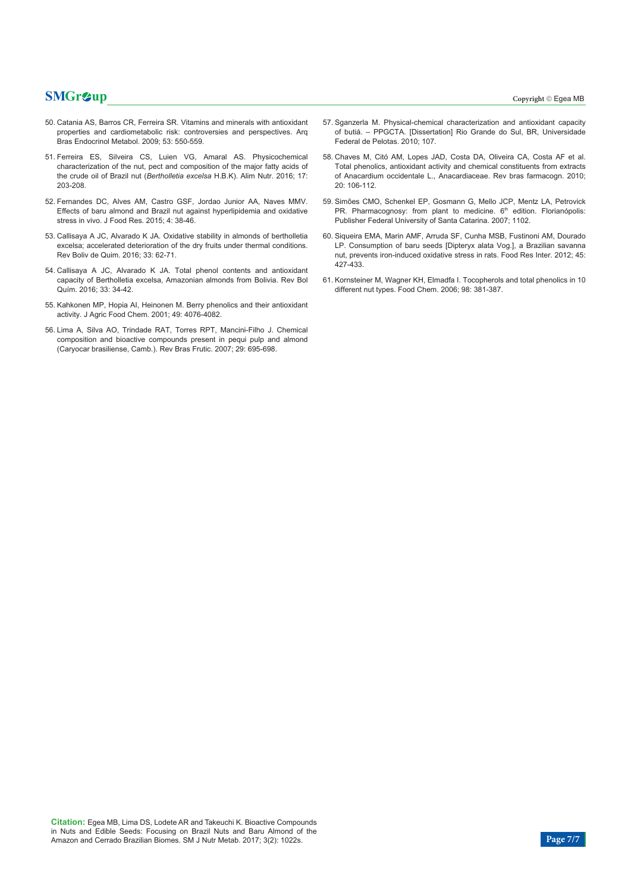50. Catania AS, Barros CR, Ferreira SR. Vitamins and minerals with antioxidant properties and cardiometabolic risk: controversies and perspectives. Arq Bras Endocrinol Metabol. 2009; 53: 550-559.

51. Ferreira ES, Silveira CS, Luien VG, Amaral AS. Physicochemical characterization of the nut, pect and composition of the major fatty acids of the crude oil of Brazil nut (*Bertholletia excelsa* H.B.K). Alim Nutr. 2016; 17: 203-208.

52. Fernandes DC, Alves AM, Castro GSF, Jordao Junior AA, Naves MMV. Effects of baru almond and Brazil nut against hyperlipidemia and oxidative stress in vivo. J Food Res. 2015; 4: 38-46.

53. Callisaya A JC, Alvarado K JA. Oxidative stability in almonds of bertholletia excelsa; accelerated deterioration of the dry fruits under thermal conditions. Rev Boliv de Quim. 2016; 33: 62-71.

54. Callisaya A JC, Alvarado K JA. Total phenol contents and antioxidant capacity of Bertholletia excelsa, Amazonian almonds from Bolivia. Rev Bol Quím. 2016; 33: 34-42.

55. Kahkonen MP, Hopia AI, Heinonen M. Berry phenolics and their antioxidant activity. J Agric Food Chem. 2001; 49: 4076-4082.

56. Lima A, Silva AO, Trindade RAT, Torres RPT, Mancini-Filho J. Chemical composition and bioactive compounds present in pequi pulp and almond (Caryocar brasiliense, Camb.). Rev Bras Frutic. 2007; 29: 695-698.

57. Sganzerla M. Physical-chemical characterization and antioxidant capacity of butiá. – PPGCTA. [Dissertation] Rio Grande do Sul, BR, Universidade Federal de Pelotas. 2010; 107.

58. Chaves M, Citó AM, Lopes JAD, Costa DA, Oliveira CA, Costa AF et al. Total phenolics, antioxidant activity and chemical constituents from extracts of Anacardium occidentale L., Anacardiaceae. Rev bras farmacogn. 2010; 20: 106-112.

59. Simões CMO, Schenkel EP, Gosmann G, Mello JCP, Mentz LA, Petrovick PR. Pharmacognosy: from plant to medicine. 6th edition. Florianópolis: Publisher Federal University of Santa Catarina. 2007; 1102.

60. Siqueira EMA, Marin AMF, Arruda SF, Cunha MSB, Fustinoni AM, Dourado LP. Consumption of baru seeds [Dipteryx alata Vog.], a Brazilian savanna nut, prevents iron-induced oxidative stress in rats. Food Res Inter. 2012; 45: 427-433.

61. Kornsteiner M, Wagner KH, Elmadfa I. Tocopherols and total phenolics in 10 different nut types. Food Chem. 2006; 98: 381-387.